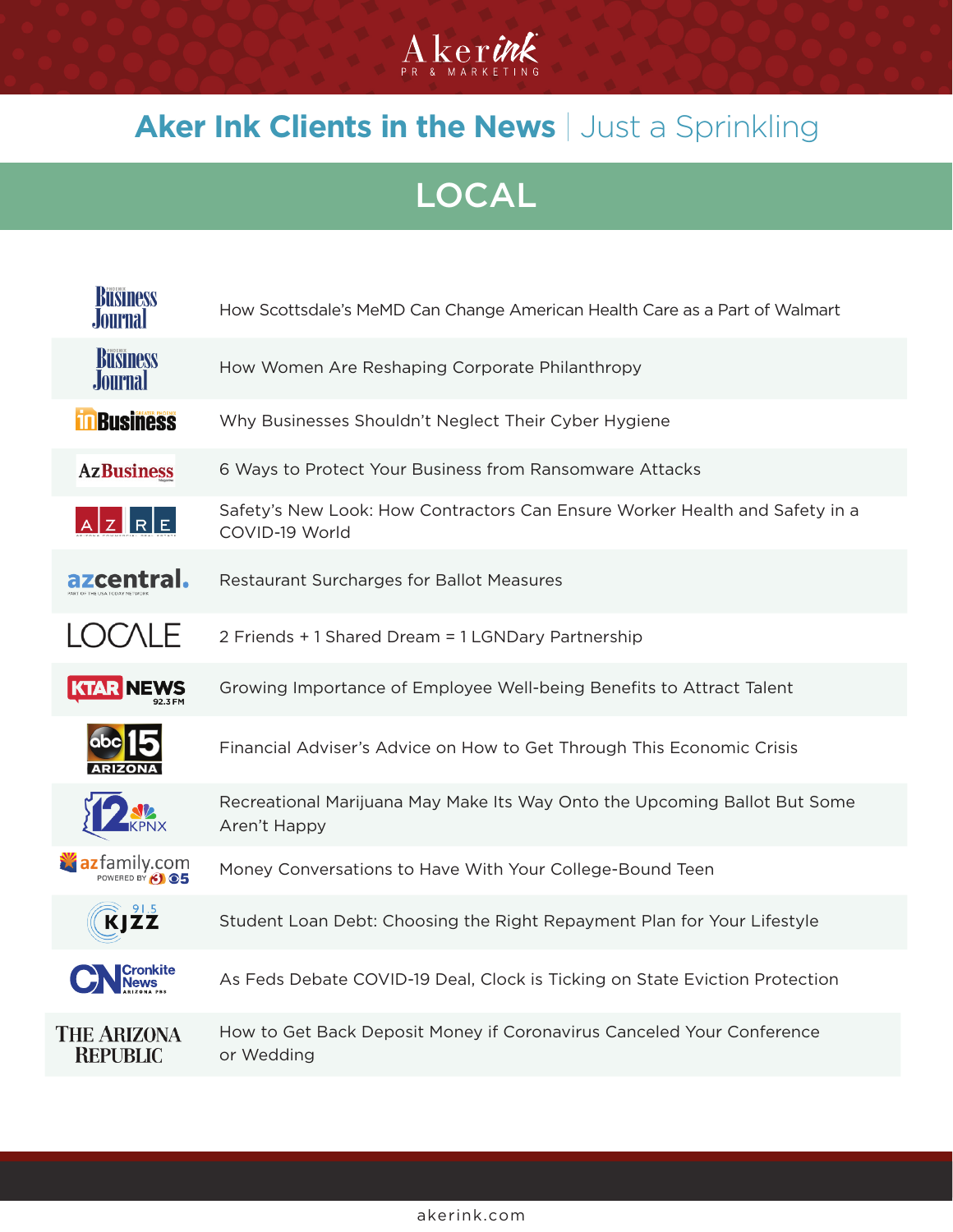# Aker Ink Clients in the News | Just a Sprinkling

## LOCAL

| Outlet | Headline |
| --- | --- |
| Phoenix Business Journal | How Scottsdale's MeMD Can Change American Health Care as a Part of Walmart |
| Phoenix Business Journal | How Women Are Reshaping Corporate Philanthropy |
| In Business | Why Businesses Shouldn't Neglect Their Cyber Hygiene |
| AzBusiness | 6 Ways to Protect Your Business from Ransomware Attacks |
| AZRE | Safety's New Look: How Contractors Can Ensure Worker Health and Safety in a COVID-19 World |
| azcentral. | Restaurant Surcharges for Ballot Measures |
| LOCALE | 2 Friends + 1 Shared Dream = 1 LGNDary Partnership |
| KTAR News 92.3 FM | Growing Importance of Employee Well-being Benefits to Attract Talent |
| abc15 Arizona | Financial Adviser's Advice on How to Get Through This Economic Crisis |
| 12 KPNX | Recreational Marijuana May Make Its Way Onto the Upcoming Ballot But Some Aren't Happy |
| azfamily.com | Money Conversations to Have With Your College-Bound Teen |
| KJZZ 91.5 | Student Loan Debt: Choosing the Right Repayment Plan for Your Lifestyle |
| Cronkite News | As Feds Debate COVID-19 Deal, Clock is Ticking on State Eviction Protection |
| The Arizona Republic | How to Get Back Deposit Money if Coronavirus Canceled Your Conference or Wedding |

akerink.com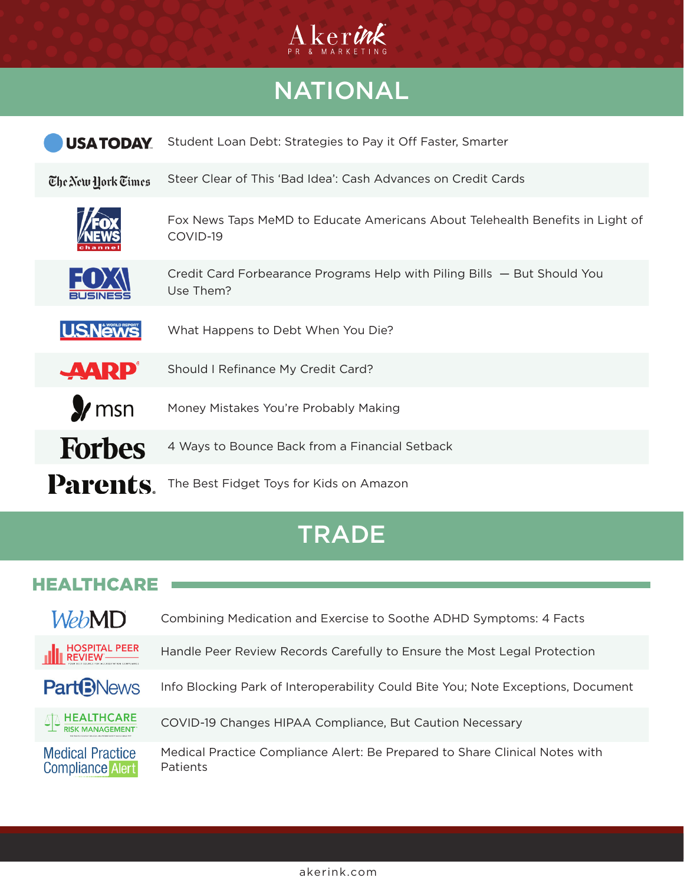Akerink PR & MARKETING

# NATIONAL

| Outlet | Article |
| --- | --- |
| USA TODAY | Student Loan Debt: Strategies to Pay it Off Faster, Smarter |
| The New York Times | Steer Clear of This 'Bad Idea': Cash Advances on Credit Cards |
| Fox News Channel | Fox News Taps MeMD to Educate Americans About Telehealth Benefits in Light of COVID-19 |
| Fox Business | Credit Card Forbearance Programs Help with Piling Bills — But Should You Use Them? |
| U.S. News & World Report | What Happens to Debt When You Die? |
| AARP | Should I Refinance My Credit Card? |
| msn | Money Mistakes You're Probably Making |
| Forbes | 4 Ways to Bounce Back from a Financial Setback |
| Parents. | The Best Fidget Toys for Kids on Amazon |

# TRADE

## HEALTHCARE

| Outlet | Article |
| --- | --- |
| WebMD | Combining Medication and Exercise to Soothe ADHD Symptoms: 4 Facts |
| Hospital Peer Review | Handle Peer Review Records Carefully to Ensure the Most Legal Protection |
| Part B News | Info Blocking Park of Interoperability Could Bite You; Note Exceptions, Document |
| Healthcare Risk Management | COVID-19 Changes HIPAA Compliance, But Caution Necessary |
| Medical Practice Compliance Alert | Medical Practice Compliance Alert: Be Prepared to Share Clinical Notes with Patients |

akerink.com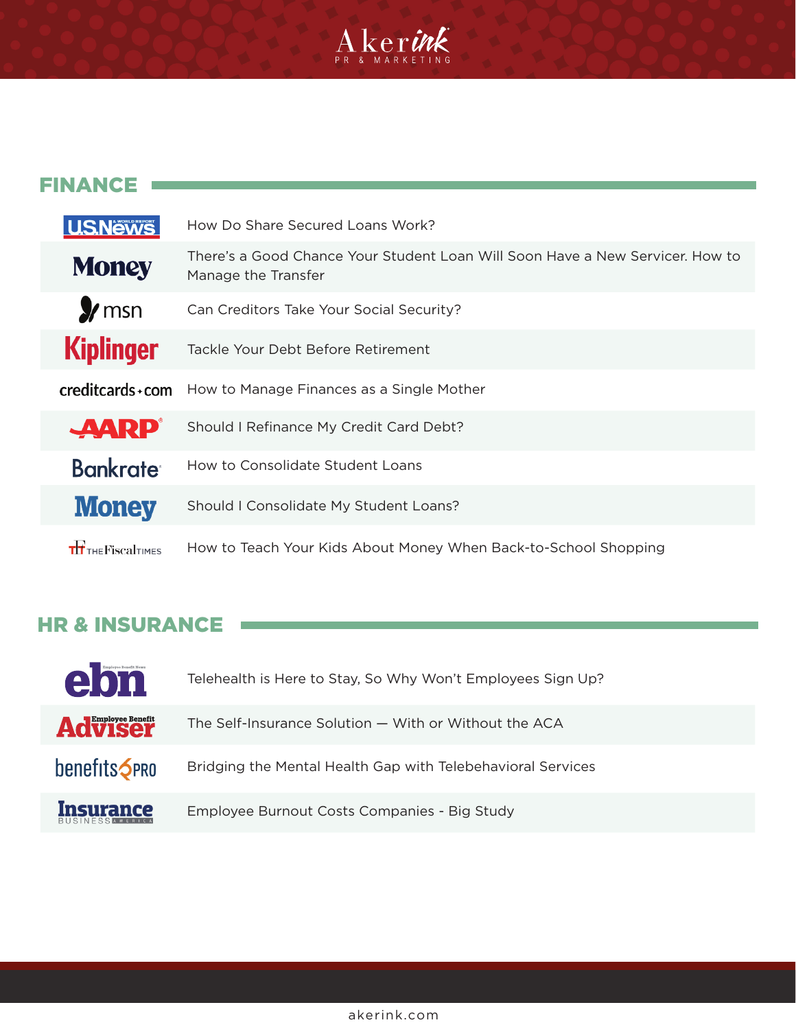## FINANCE

| | |
|---|---|
| U.S. News | How Do Share Secured Loans Work? |
| Money | There's a Good Chance Your Student Loan Will Soon Have a New Servicer. How to Manage the Transfer |
| msn | Can Creditors Take Your Social Security? |
| Kiplinger | Tackle Your Debt Before Retirement |
| creditcards.com | How to Manage Finances as a Single Mother |
| AARP | Should I Refinance My Credit Card Debt? |
| Bankrate | How to Consolidate Student Loans |
| Money | Should I Consolidate My Student Loans? |
| The Fiscal Times | How to Teach Your Kids About Money When Back-to-School Shopping |

## HR & INSURANCE

| | |
|---|---|
| ebn | Telehealth is Here to Stay, So Why Won't Employees Sign Up? |
| Employee Benefit Adviser | The Self-Insurance Solution — With or Without the ACA |
| benefitsPRO | Bridging the Mental Health Gap with Telebehavioral Services |
| Insurance Business America | Employee Burnout Costs Companies - Big Study |